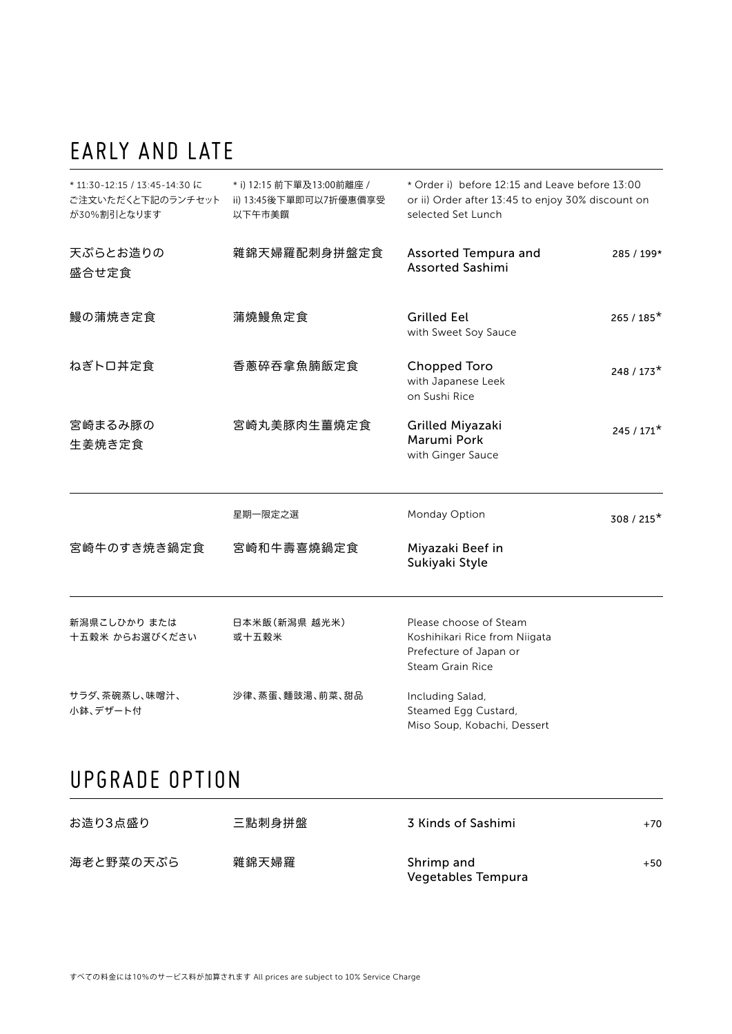# EARLY AND LATE

| * 11:30-12:15 / 13:45-14:30 にご注文いただくと下記のランチセットが30%割引となります | * i) 12:15 前下單及13:00前離座 / ii) 13:45後下單即可以7折優惠價享受以下午市美饌 | * Order i) before 12:15 and Leave before 13:00 or ii) Order after 13:45 to enjoy 30% discount on selected Set Lunch | |
|---|---|---|---|
| 天ぷらとお造りの盛合せ定食 | 雜錦天婦羅配刺身拼盤定食 | Assorted Tempura and Assorted Sashimi | 285 / 199* |
| 鰻の蒲焼き定食 | 蒲燒鰻魚定食 | Grilled Eel with Sweet Soy Sauce | 265 / 185* |
| ねぎトロ丼定食 | 香蔥碎呑拿魚腩飯定食 | Chopped Toro with Japanese Leek on Sushi Rice | 248 / 173* |
| 宮崎まるみ豚の生姜焼き定食 | 宮崎丸美豚肉生薑燒定食 | Grilled Miyazaki Marumi Pork with Ginger Sauce | 245 / 171* |

| | 星期一限定之選 | Monday Option | 308 / 215* |
|---|---|---|---|
| 宮崎牛のすき焼き鍋定食 | 宮崎和牛壽喜燒鍋定食 | Miyazaki Beef in Sukiyaki Style | |

| 新潟県こしひかり または 十五穀米 からお選びください | 日本米飯(新潟県 越光米)或十五穀米 | Please choose of Steam Koshihikari Rice from Niigata Prefecture of Japan or Steam Grain Rice |
|---|---|---|
| サラダ、茶碗蒸し、味噌汁、小鉢、デザート付 | 沙律、蒸蛋、麵豉湯、前菜、甜品 | Including Salad, Steamed Egg Custard, Miso Soup, Kobachi, Dessert |

# UPGRADE OPTION

| お造り3点盛り | 三點刺身拼盤 | 3 Kinds of Sashimi | +70 |
|---|---|---|---|
| 海老と野菜の天ぷら | 雜錦天婦羅 | Shrimp and Vegetables Tempura | +50 |

すべての料金には10%のサービス料が加算されます All prices are subject to 10% Service Charge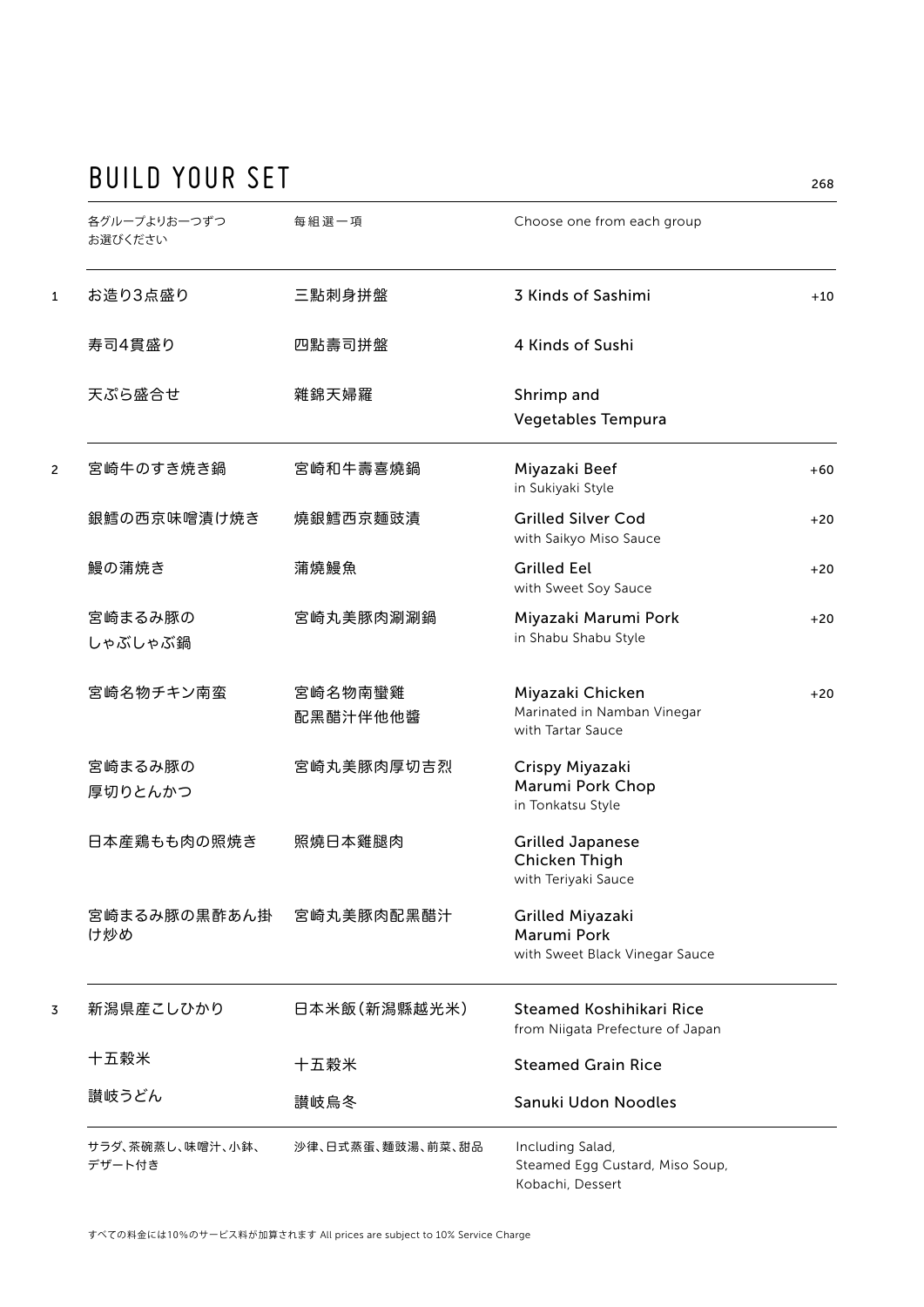# BUILD YOUR SET

268

| | 各グループよりお一つずつお選びください | 毎組選一項 | Choose one from each group | |
|---|---|---|---|---|
| 1 | お造り3点盛り | 三點刺身拼盤 | 3 Kinds of Sashimi | +10 |
| | 寿司4貫盛り | 四點壽司拼盤 | 4 Kinds of Sushi | |
| | 天ぷら盛合せ | 雜錦天婦羅 | Shrimp and Vegetables Tempura | |
| 2 | 宮崎牛のすき焼き鍋 | 宮崎和牛壽喜燒鍋 | Miyazaki Beef in Sukiyaki Style | +60 |
| | 銀鱈の西京味噌漬け焼き | 燒銀鱈西京麵豉漬 | Grilled Silver Cod with Saikyo Miso Sauce | +20 |
| | 鰻の蒲焼き | 蒲燒鰻魚 | Grilled Eel with Sweet Soy Sauce | +20 |
| | 宮崎まるみ豚のしゃぶしゃぶ鍋 | 宮崎丸美豚肉涮涮鍋 | Miyazaki Marumi Pork in Shabu Shabu Style | +20 |
| | 宮崎名物チキン南蛮 | 宮崎名物南蠻雞配黑醋汁伴他他醬 | Miyazaki Chicken Marinated in Namban Vinegar with Tartar Sauce | +20 |
| | 宮崎まるみ豚の厚切りとんかつ | 宮崎丸美豚肉厚切吉烈 | Crispy Miyazaki Marumi Pork Chop in Tonkatsu Style | |
| | 日本産鶏もも肉の照焼き | 照燒日本雞腿肉 | Grilled Japanese Chicken Thigh with Teriyaki Sauce | |
| | 宮崎まるみ豚の黒酢あん掛け炒め | 宮崎丸美豚肉配黑醋汁 | Grilled Miyazaki Marumi Pork with Sweet Black Vinegar Sauce | |
| 3 | 新潟県産こしひかり | 日本米飯(新潟縣越光米) | Steamed Koshihikari Rice from Niigata Prefecture of Japan | |
| | 十五穀米 | 十五穀米 | Steamed Grain Rice | |
| | 讃岐うどん | 讚岐烏冬 | Sanuki Udon Noodles | |
| | サラダ、茶碗蒸し、味噌汁、小鉢、デザート付き | 沙律、日式蒸蛋、麵豉湯、前菜、甜品 | Including Salad, Steamed Egg Custard, Miso Soup, Kobachi, Dessert | |

すべての料金には10%のサービス料が加算されます All prices are subject to 10% Service Charge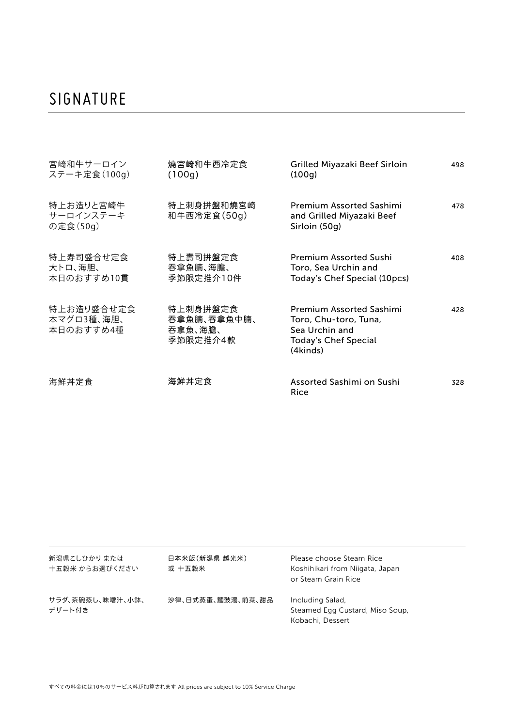# SIGNATURE

| | | | |
|---|---|---|---|
| 宮崎和牛サーロイン<br>ステーキ定食（100g） | 燒宮崎和牛西冷定食<br>(100g) | Grilled Miyazaki Beef Sirloin<br>(100g) | 498 |
| 特上お造りと宮崎牛<br>サーロインステーキ<br>の定食（50g） | 特上刺身拼盤和燒宮崎<br>和牛西冷定食(50g) | Premium Assorted Sashimi<br>and Grilled Miyazaki Beef<br>Sirloin (50g) | 478 |
| 特上寿司盛合せ定食<br>大トロ、海胆、<br>本日のおすすめ10貫 | 特上壽司拼盤定食<br>吞拿魚腩、海膽、<br>季節限定推介10件 | Premium Assorted Sushi<br>Toro, Sea Urchin and<br>Today's Chef Special (10pcs) | 408 |
| 特上お造り盛合せ定食<br>本マグロ3種、海胆、<br>本日のおすすめ4種 | 特上刺身拼盤定食<br>吞拿魚腩、吞拿魚中腩、<br>吞拿魚、海膽、<br>季節限定推介4款 | Premium Assorted Sashimi<br>Toro, Chu-toro, Tuna,<br>Sea Urchin and<br>Today's Chef Special<br>(4kinds) | 428 |
| 海鮮丼定食 | 海鮮丼定食 | Assorted Sashimi on Sushi<br>Rice | 328 |

---

| | | |
|---|---|---|
| 新潟県こしひかり または<br>十五穀米 からお選びください | 日本米飯（新潟県 越光米）<br>或 十五穀米 | Please choose Steam Rice<br>Koshihikari from Niigata, Japan<br>or Steam Grain Rice |
| サラダ、茶碗蒸し、味噌汁、小鉢、<br>デザート付き | 沙律、日式蒸蛋、麵豉湯、前菜、甜品 | Including Salad,<br>Steamed Egg Custard, Miso Soup,<br>Kobachi, Dessert |

すべての料金には10%のサービス料が加算されます All prices are subject to 10% Service Charge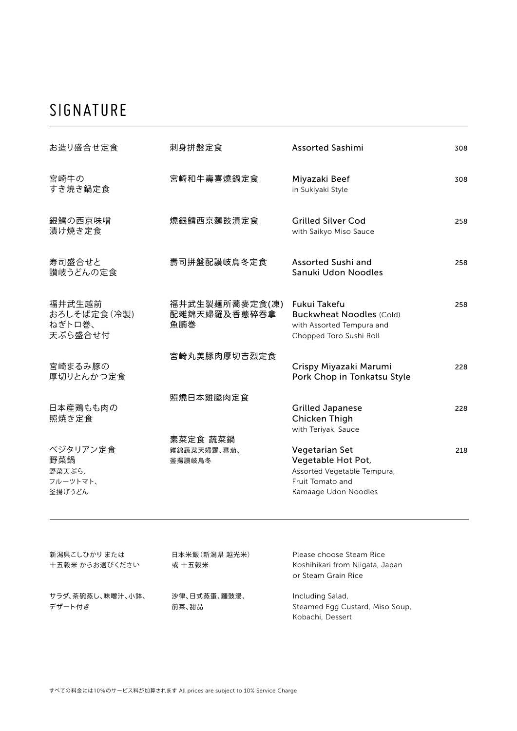# SIGNATURE

| Japanese | Chinese | English | Price |
|---|---|---|---|
| お造り盛合せ定食 | 刺身拼盤定食 | Assorted Sashimi | 308 |
| 宮崎牛の<br>すき焼き鍋定食 | 宮崎和牛壽喜燒鍋定食 | Miyazaki Beef<br>in Sukiyaki Style | 308 |
| 銀鱈の西京味噌<br>漬け焼き定食 | 燒銀鱈西京麵豉漬定食 | Grilled Silver Cod<br>with Saikyo Miso Sauce | 258 |
| 寿司盛合せと<br>讃岐うどんの定食 | 壽司拼盤配讃岐烏冬定食 | Assorted Sushi and<br>Sanuki Udon Noodles | 258 |
| 福井武生越前<br>おろしそば定食(冷製)<br>ねぎトロ巻、<br>天ぷら盛合せ付 | 福井武生製麵所蕎麥定食(凍)<br>配雜錦天婦羅及香蔥碎吞拿<br>魚腩巻 | Fukui Takefu<br>Buckwheat Noodles (Cold)<br>with Assorted Tempura and<br>Chopped Toro Sushi Roll | 258 |
| 宮崎まるみ豚の<br>厚切りとんかつ定食 | 宮崎丸美豚肉厚切吉烈定食 | Crispy Miyazaki Marumi<br>Pork Chop in Tonkatsu Style | 228 |
| 日本産鶏もも肉の<br>照焼き定食 | 照燒日本雞腿肉定食 | Grilled Japanese<br>Chicken Thigh<br>with Teriyaki Sauce | 228 |
| ベジタリアン定食<br>野菜鍋<br>野菜天ぷら、<br>フルーツトマト、<br>釜揚げうどん | 素菜定食 蔬菜鍋<br>雜錦蔬菜天婦羅、蕃茄、<br>釜揚讃岐烏冬 | Vegetarian Set<br>Vegetable Hot Pot,<br>Assorted Vegetable Tempura,<br>Fruit Tomato and<br>Kamaage Udon Noodles | 218 |

新潟県こしひかり または<br>十五穀米 からお選びください | 日本米飯(新潟県 越光米)<br>或 十五穀米 | Please choose Steam Rice<br>Koshihikari from Niigata, Japan<br>or Steam Grain Rice

サラダ、茶碗蒸し、味噌汁、小鉢、デザート付き | 沙律、日式蒸蛋、麵豉湯、前菜、甜品 | Including Salad, Steamed Egg Custard, Miso Soup, Kobachi, Dessert

すべての料金には10%のサービス料が加算されます All prices are subject to 10% Service Charge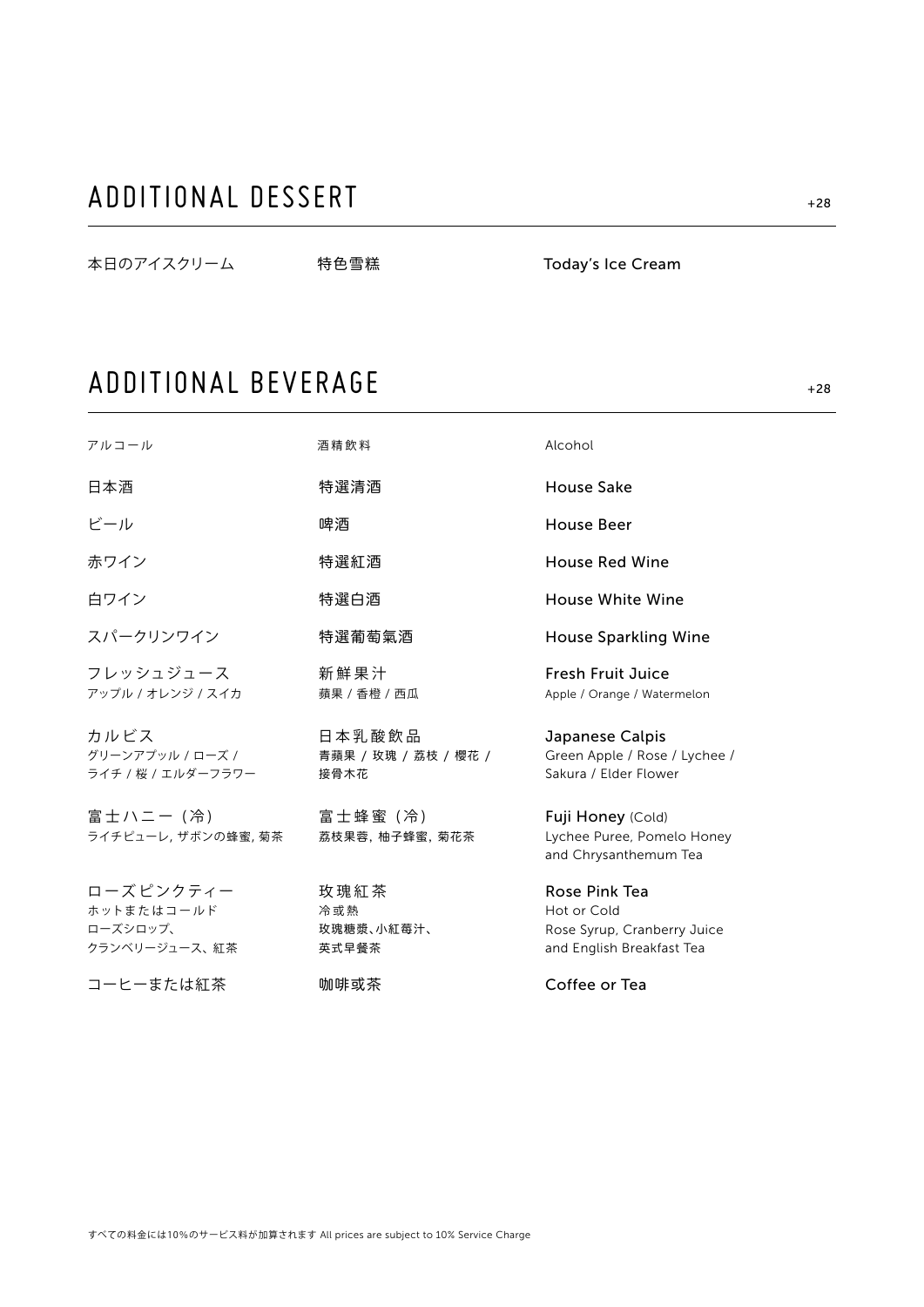## ADDITIONAL DESSERT

+28

| | | |
|---|---|---|
| 本日のアイスクリーム | 特色雪糕 | Today's Ice Cream |

## ADDITIONAL BEVERAGE

+28

| | | |
|---|---|---|
| アルコール | 酒精飲料 | Alcohol |
| 日本酒 | 特選清酒 | House Sake |
| ビール | 啤酒 | House Beer |
| 赤ワイン | 特選紅酒 | House Red Wine |
| 白ワイン | 特選白酒 | House White Wine |
| スパークリンワイン | 特選葡萄氣酒 | House Sparkling Wine |
| フレッシュジュース<br>アップル / オレンジ / スイカ | 新鮮果汁<br>蘋果 / 香橙 / 西瓜 | Fresh Fruit Juice<br>Apple / Orange / Watermelon |
| カルピス<br>グリーンアップル / ローズ / ライチ / 桜 / エルダーフラワー | 日本乳酸飲品<br>青蘋果 / 玫瑰 / 荔枝 / 櫻花 / 接骨木花 | Japanese Calpis<br>Green Apple / Rose / Lychee / Sakura / Elder Flower |
| 富士ハニー (冷)<br>ライチピューレ, ザボンの蜂蜜, 菊茶 | 富士蜂蜜 (冷)<br>荔枝果蓉, 柚子蜂蜜, 菊花茶 | Fuji Honey (Cold)<br>Lychee Puree, Pomelo Honey and Chrysanthemum Tea |
| ローズピンクティー<br>ホットまたはコールド<br>ローズシロップ、クランベリージュース、紅茶 | 玫瑰紅茶<br>冷或熱<br>玫瑰糖漿、小紅莓汁、英式早餐茶 | Rose Pink Tea<br>Hot or Cold<br>Rose Syrup, Cranberry Juice and English Breakfast Tea |
| コーヒーまたは紅茶 | 咖啡或茶 | Coffee or Tea |

すべての料金には10%のサービス料が加算されます All prices are subject to 10% Service Charge